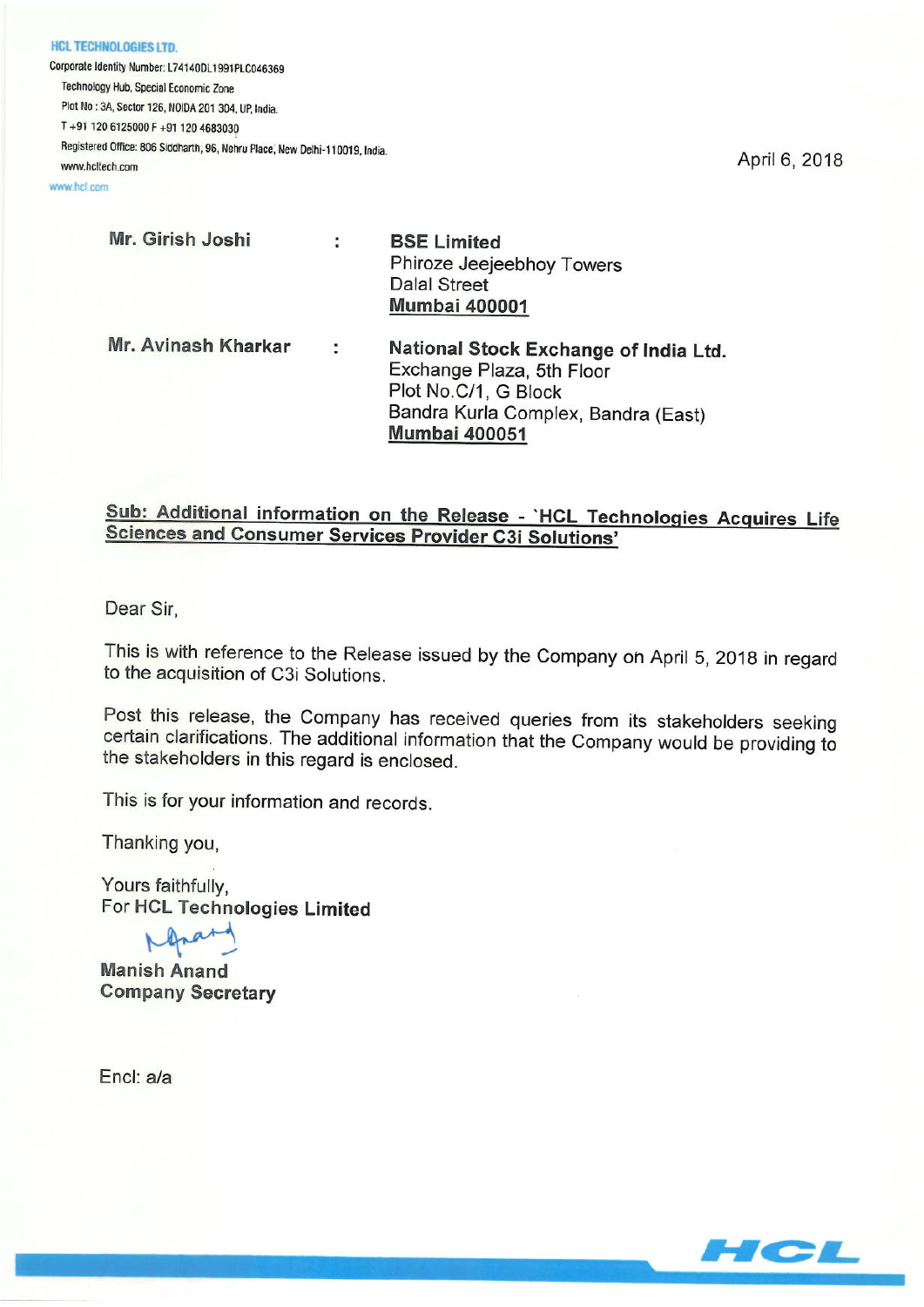**HCL TECHNOLOGIES LTD.**
Corporate Identity Number: L74140DL1991PLC046369
Technology Hub, Special Economic Zone
Plot No : 3A, Sector 126, NOIDA 201 304, UP, India.
T +91 120 6125000 F +91 120 4683030
Registered Office: 806 Siddharth, 96, Nehru Place, New Delhi-110019, India.
www.hcltech.com
www.hcl.com

April 6, 2018

| | | |
|---|---|---|
| **Mr. Girish Joshi** | : | **BSE Limited**<br>Phiroze Jeejeebhoy Towers<br>Dalal Street<br>**Mumbai 400001** |
| **Mr. Avinash Kharkar** | : | **National Stock Exchange of India Ltd.**<br>Exchange Plaza, 5th Floor<br>Plot No.C/1, G Block<br>Bandra Kurla Complex, Bandra (East)<br>**Mumbai 400051** |

**Sub: Additional information on the Release - `HCL Technologies Acquires Life Sciences and Consumer Services Provider C3i Solutions'**

Dear Sir,

This is with reference to the Release issued by the Company on April 5, 2018 in regard to the acquisition of C3i Solutions.

Post this release, the Company has received queries from its stakeholders seeking certain clarifications. The additional information that the Company would be providing to the stakeholders in this regard is enclosed.

This is for your information and records.

Thanking you,

Yours faithfully,
For **HCL Technologies Limited**

**Manish Anand**
**Company Secretary**

Encl: a/a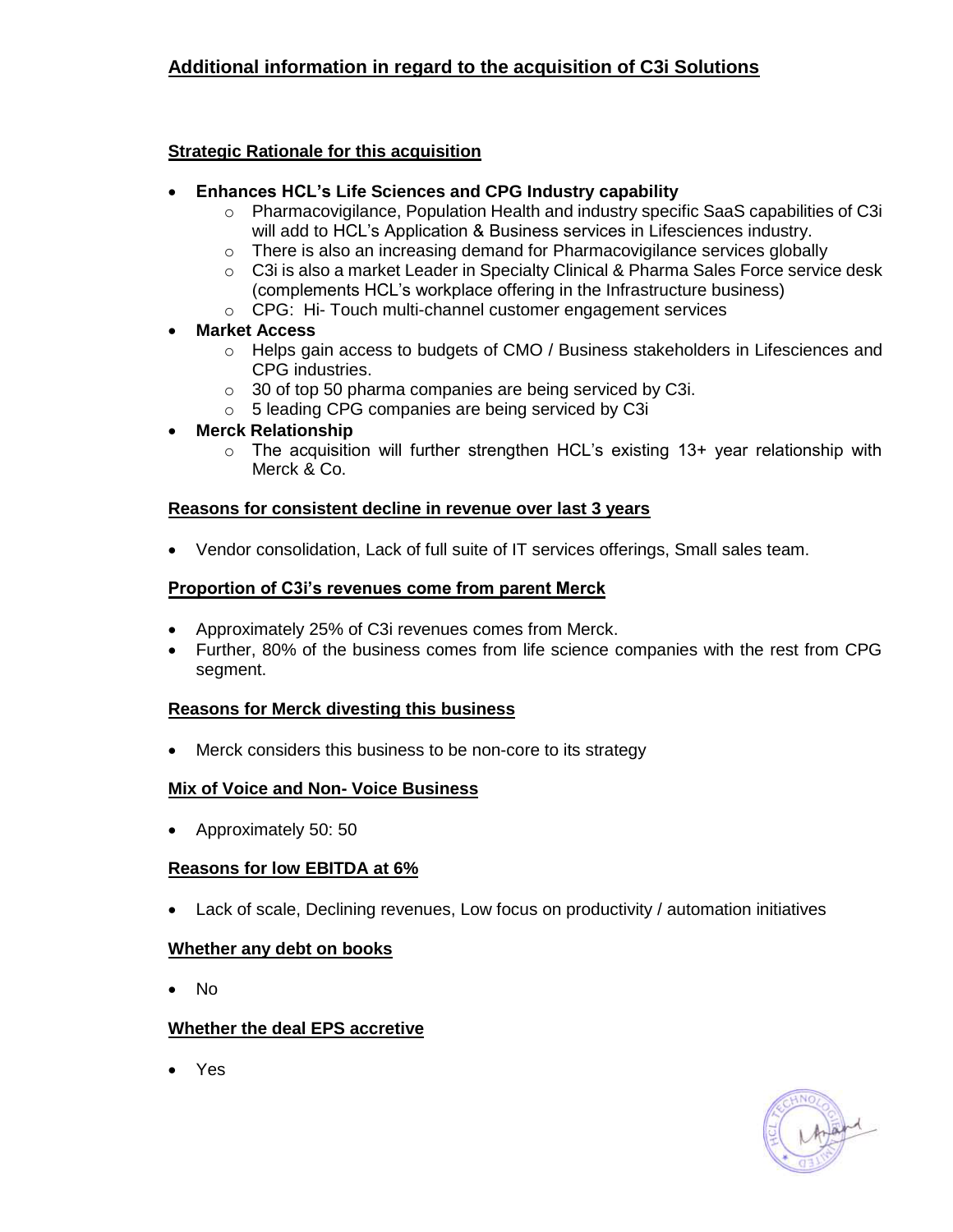## Additional information in regard to the acquisition of C3i Solutions

### Strategic Rationale for this acquisition

- **Enhances HCL's Life Sciences and CPG Industry capability**
  - Pharmacovigilance, Population Health and industry specific SaaS capabilities of C3i will add to HCL's Application & Business services in Lifesciences industry.
  - There is also an increasing demand for Pharmacovigilance services globally
  - C3i is also a market Leader in Specialty Clinical & Pharma Sales Force service desk (complements HCL's workplace offering in the Infrastructure business)
  - CPG: Hi- Touch multi-channel customer engagement services
- **Market Access**
  - Helps gain access to budgets of CMO / Business stakeholders in Lifesciences and CPG industries.
  - 30 of top 50 pharma companies are being serviced by C3i.
  - 5 leading CPG companies are being serviced by C3i
- **Merck Relationship**
  - The acquisition will further strengthen HCL's existing 13+ year relationship with Merck & Co.

### Reasons for consistent decline in revenue over last 3 years

- Vendor consolidation, Lack of full suite of IT services offerings, Small sales team.

### Proportion of C3i's revenues come from parent Merck

- Approximately 25% of C3i revenues comes from Merck.
- Further, 80% of the business comes from life science companies with the rest from CPG segment.

### Reasons for Merck divesting this business

- Merck considers this business to be non-core to its strategy

### Mix of Voice and Non- Voice Business

- Approximately 50: 50

### Reasons for low EBITDA at 6%

- Lack of scale, Declining revenues, Low focus on productivity / automation initiatives

### Whether any debt on books

- No

### Whether the deal EPS accretive

- Yes